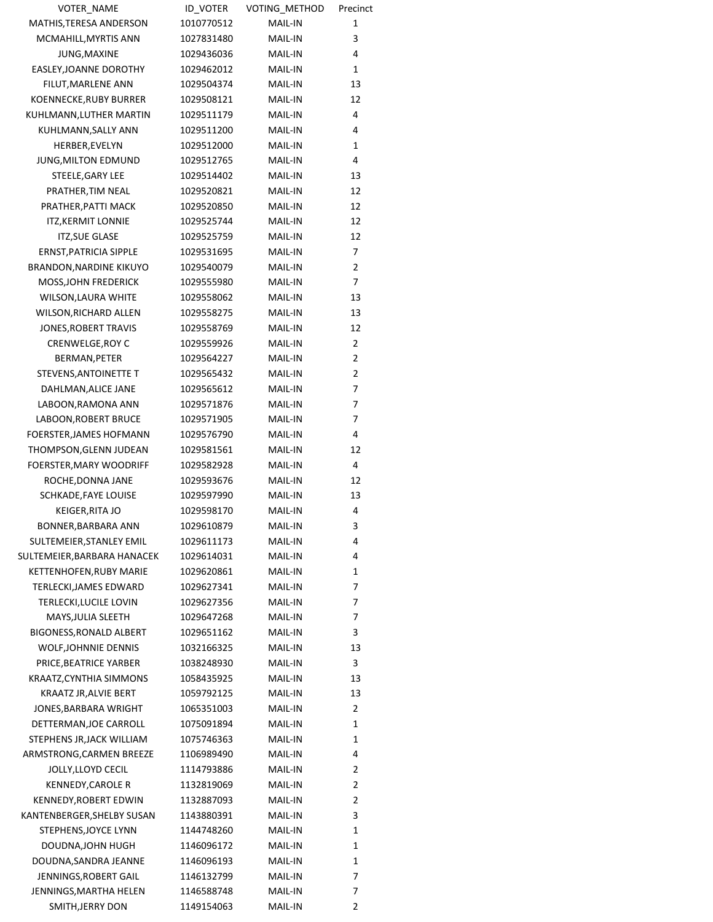| VOTER_NAME | ID_VOTER | VOTING_METHOD | Precinct |
| --- | --- | --- | --- |
| MATHIS,TERESA ANDERSON | 1010770512 | MAIL-IN | 1 |
| MCMAHILL,MYRTIS ANN | 1027831480 | MAIL-IN | 3 |
| JUNG,MAXINE | 1029436036 | MAIL-IN | 4 |
| EASLEY,JOANNE DOROTHY | 1029462012 | MAIL-IN | 1 |
| FILUT,MARLENE ANN | 1029504374 | MAIL-IN | 13 |
| KOENNECKE,RUBY BURRER | 1029508121 | MAIL-IN | 12 |
| KUHLMANN,LUTHER MARTIN | 1029511179 | MAIL-IN | 4 |
| KUHLMANN,SALLY ANN | 1029511200 | MAIL-IN | 4 |
| HERBER,EVELYN | 1029512000 | MAIL-IN | 1 |
| JUNG,MILTON EDMUND | 1029512765 | MAIL-IN | 4 |
| STEELE,GARY LEE | 1029514402 | MAIL-IN | 13 |
| PRATHER,TIM NEAL | 1029520821 | MAIL-IN | 12 |
| PRATHER,PATTI MACK | 1029520850 | MAIL-IN | 12 |
| ITZ,KERMIT LONNIE | 1029525744 | MAIL-IN | 12 |
| ITZ,SUE GLASE | 1029525759 | MAIL-IN | 12 |
| ERNST,PATRICIA SIPPLE | 1029531695 | MAIL-IN | 7 |
| BRANDON,NARDINE KIKUYO | 1029540079 | MAIL-IN | 2 |
| MOSS,JOHN FREDERICK | 1029555980 | MAIL-IN | 7 |
| WILSON,LAURA WHITE | 1029558062 | MAIL-IN | 13 |
| WILSON,RICHARD ALLEN | 1029558275 | MAIL-IN | 13 |
| JONES,ROBERT TRAVIS | 1029558769 | MAIL-IN | 12 |
| CRENWELGE,ROY C | 1029559926 | MAIL-IN | 2 |
| BERMAN,PETER | 1029564227 | MAIL-IN | 2 |
| STEVENS,ANTOINETTE T | 1029565432 | MAIL-IN | 2 |
| DAHLMAN,ALICE JANE | 1029565612 | MAIL-IN | 7 |
| LABOON,RAMONA ANN | 1029571876 | MAIL-IN | 7 |
| LABOON,ROBERT BRUCE | 1029571905 | MAIL-IN | 7 |
| FOERSTER,JAMES HOFMANN | 1029576790 | MAIL-IN | 4 |
| THOMPSON,GLENN JUDEAN | 1029581561 | MAIL-IN | 12 |
| FOERSTER,MARY WOODRIFF | 1029582928 | MAIL-IN | 4 |
| ROCHE,DONNA JANE | 1029593676 | MAIL-IN | 12 |
| SCHKADE,FAYE LOUISE | 1029597990 | MAIL-IN | 13 |
| KEIGER,RITA JO | 1029598170 | MAIL-IN | 4 |
| BONNER,BARBARA ANN | 1029610879 | MAIL-IN | 3 |
| SULTEMEIER,STANLEY EMIL | 1029611173 | MAIL-IN | 4 |
| SULTEMEIER,BARBARA HANACEK | 1029614031 | MAIL-IN | 4 |
| KETTENHOFEN,RUBY MARIE | 1029620861 | MAIL-IN | 1 |
| TERLECKI,JAMES EDWARD | 1029627341 | MAIL-IN | 7 |
| TERLECKI,LUCILE LOVIN | 1029627356 | MAIL-IN | 7 |
| MAYS,JULIA SLEETH | 1029647268 | MAIL-IN | 7 |
| BIGONESS,RONALD ALBERT | 1029651162 | MAIL-IN | 3 |
| WOLF,JOHNNIE DENNIS | 1032166325 | MAIL-IN | 13 |
| PRICE,BEATRICE YARBER | 1038248930 | MAIL-IN | 3 |
| KRAATZ,CYNTHIA SIMMONS | 1058435925 | MAIL-IN | 13 |
| KRAATZ JR,ALVIE BERT | 1059792125 | MAIL-IN | 13 |
| JONES,BARBARA WRIGHT | 1065351003 | MAIL-IN | 2 |
| DETTERMAN,JOE CARROLL | 1075091894 | MAIL-IN | 1 |
| STEPHENS JR,JACK WILLIAM | 1075746363 | MAIL-IN | 1 |
| ARMSTRONG,CARMEN BREEZE | 1106989490 | MAIL-IN | 4 |
| JOLLY,LLOYD CECIL | 1114793886 | MAIL-IN | 2 |
| KENNEDY,CAROLE R | 1132819069 | MAIL-IN | 2 |
| KENNEDY,ROBERT EDWIN | 1132887093 | MAIL-IN | 2 |
| KANTENBERGER,SHELBY SUSAN | 1143880391 | MAIL-IN | 3 |
| STEPHENS,JOYCE LYNN | 1144748260 | MAIL-IN | 1 |
| DOUDNA,JOHN HUGH | 1146096172 | MAIL-IN | 1 |
| DOUDNA,SANDRA JEANNE | 1146096193 | MAIL-IN | 1 |
| JENNINGS,ROBERT GAIL | 1146132799 | MAIL-IN | 7 |
| JENNINGS,MARTHA HELEN | 1146588748 | MAIL-IN | 7 |
| SMITH,JERRY DON | 1149154063 | MAIL-IN | 2 |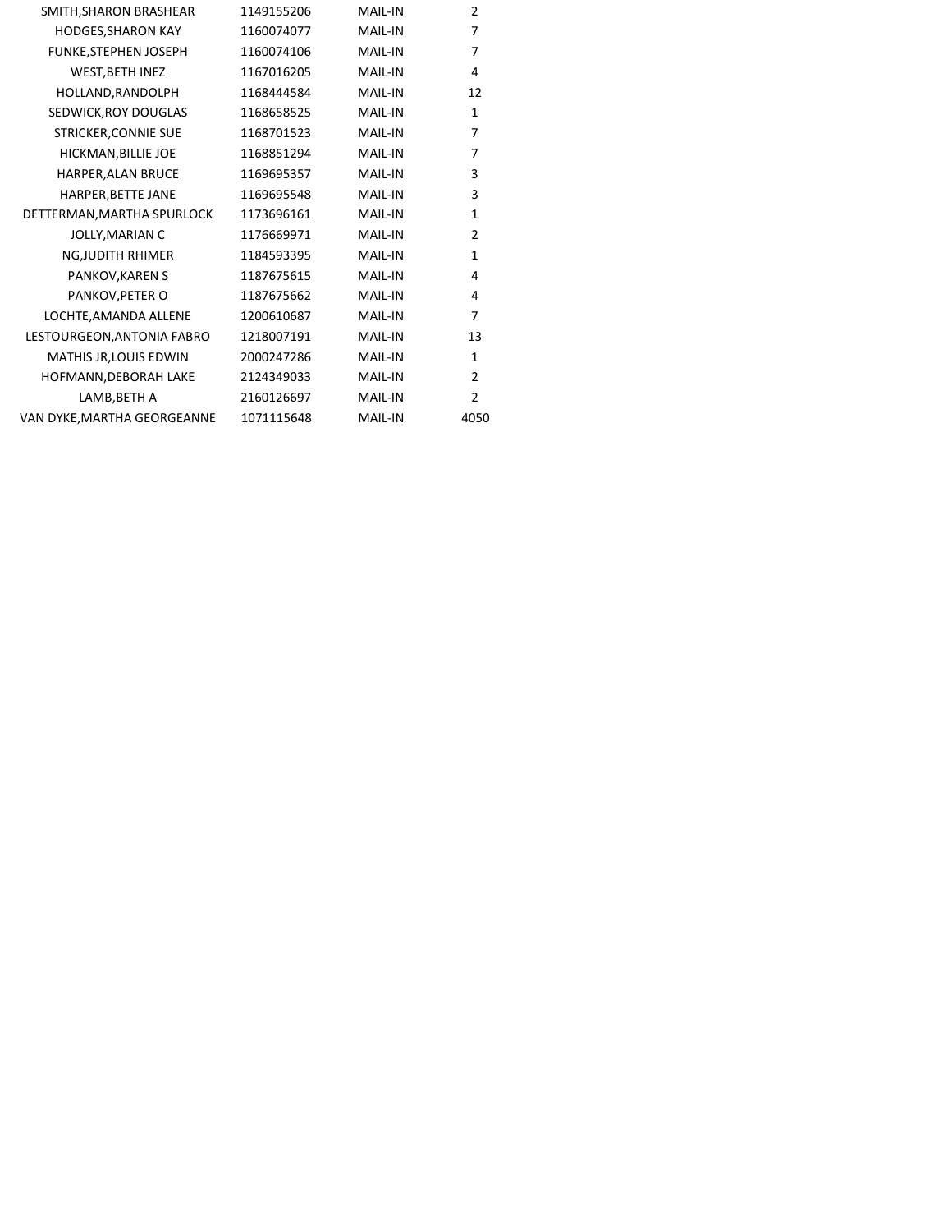| | | | |
|---|---|---|---|
| SMITH,SHARON BRASHEAR | 1149155206 | MAIL-IN | 2 |
| HODGES,SHARON KAY | 1160074077 | MAIL-IN | 7 |
| FUNKE,STEPHEN JOSEPH | 1160074106 | MAIL-IN | 7 |
| WEST,BETH INEZ | 1167016205 | MAIL-IN | 4 |
| HOLLAND,RANDOLPH | 1168444584 | MAIL-IN | 12 |
| SEDWICK,ROY DOUGLAS | 1168658525 | MAIL-IN | 1 |
| STRICKER,CONNIE SUE | 1168701523 | MAIL-IN | 7 |
| HICKMAN,BILLIE JOE | 1168851294 | MAIL-IN | 7 |
| HARPER,ALAN BRUCE | 1169695357 | MAIL-IN | 3 |
| HARPER,BETTE JANE | 1169695548 | MAIL-IN | 3 |
| DETTERMAN,MARTHA SPURLOCK | 1173696161 | MAIL-IN | 1 |
| JOLLY,MARIAN C | 1176669971 | MAIL-IN | 2 |
| NG,JUDITH RHIMER | 1184593395 | MAIL-IN | 1 |
| PANKOV,KAREN S | 1187675615 | MAIL-IN | 4 |
| PANKOV,PETER O | 1187675662 | MAIL-IN | 4 |
| LOCHTE,AMANDA ALLENE | 1200610687 | MAIL-IN | 7 |
| LESTOURGEON,ANTONIA FABRO | 1218007191 | MAIL-IN | 13 |
| MATHIS JR,LOUIS EDWIN | 2000247286 | MAIL-IN | 1 |
| HOFMANN,DEBORAH LAKE | 2124349033 | MAIL-IN | 2 |
| LAMB,BETH A | 2160126697 | MAIL-IN | 2 |
| VAN DYKE,MARTHA GEORGEANNE | 1071115648 | MAIL-IN | 4050 |